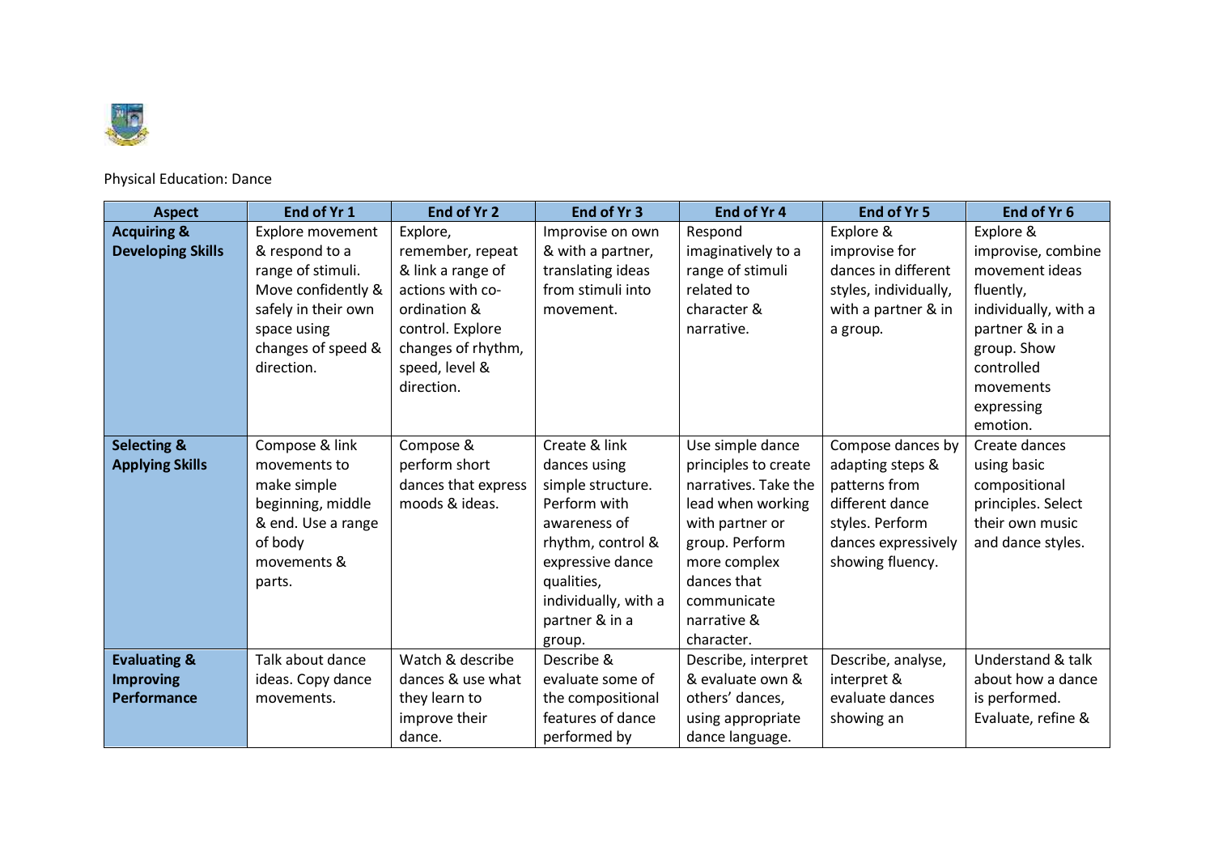Physical Education: Dance

| Aspect | End of Yr 1 | End of Yr 2 | End of Yr 3 | End of Yr 4 | End of Yr 5 | End of Yr 6 |
|---|---|---|---|---|---|---|
| **Acquiring & Developing Skills** | Explore movement & respond to a range of stimuli. Move confidently & safely in their own space using changes of speed & direction. | Explore, remember, repeat & link a range of actions with co-ordination & control. Explore changes of rhythm, speed, level & direction. | Improvise on own & with a partner, translating ideas from stimuli into movement. | Respond imaginatively to a range of stimuli related to character & narrative. | Explore & improvise for dances in different styles, individually, with a partner & in a group. | Explore & improvise, combine movement ideas fluently, individually, with a partner & in a group. Show controlled movements expressing emotion. |
| **Selecting & Applying Skills** | Compose & link movements to make simple beginning, middle & end. Use a range of body movements & parts. | Compose & perform short dances that express moods & ideas. | Create & link dances using simple structure. Perform with awareness of rhythm, control & expressive dance qualities, individually, with a partner & in a group. | Use simple dance principles to create narratives. Take the lead when working with partner or group. Perform more complex dances that communicate narrative & character. | Compose dances by adapting steps & patterns from different dance styles. Perform dances expressively showing fluency. | Create dances using basic compositional principles. Select their own music and dance styles. |
| **Evaluating & Improving Performance** | Talk about dance ideas. Copy dance movements. | Watch & describe dances & use what they learn to improve their dance. | Describe & evaluate some of the compositional features of dance performed by | Describe, interpret & evaluate own & others' dances, using appropriate dance language. | Describe, analyse, interpret & evaluate dances showing an | Understand & talk about how a dance is performed. Evaluate, refine & |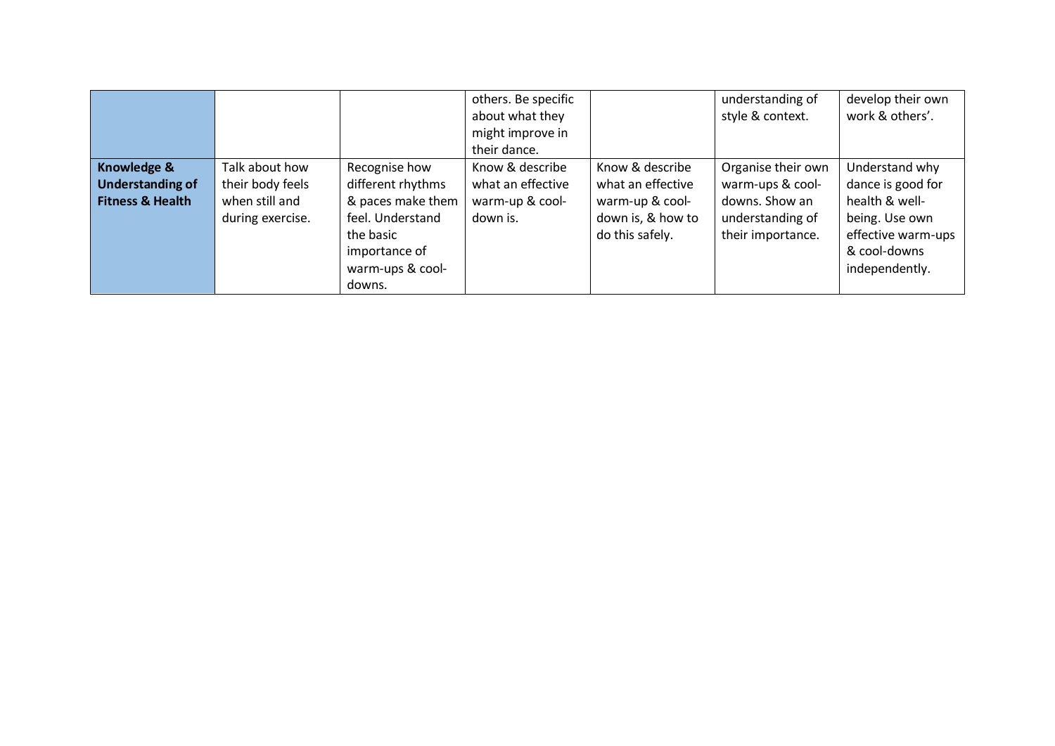| | | | | | | |
|---|---|---|---|---|---|---|
| | | | others. Be specific about what they might improve in their dance. | | understanding of style & context. | develop their own work & others'. |
| **Knowledge & Understanding of Fitness & Health** | Talk about how their body feels when still and during exercise. | Recognise how different rhythms & paces make them feel. Understand the basic importance of warm-ups & cool-downs. | Know & describe what an effective warm-up & cool-down is. | Know & describe what an effective warm-up & cool-down is, & how to do this safely. | Organise their own warm-ups & cool-downs. Show an understanding of their importance. | Understand why dance is good for health & well-being. Use own effective warm-ups & cool-downs independently. |